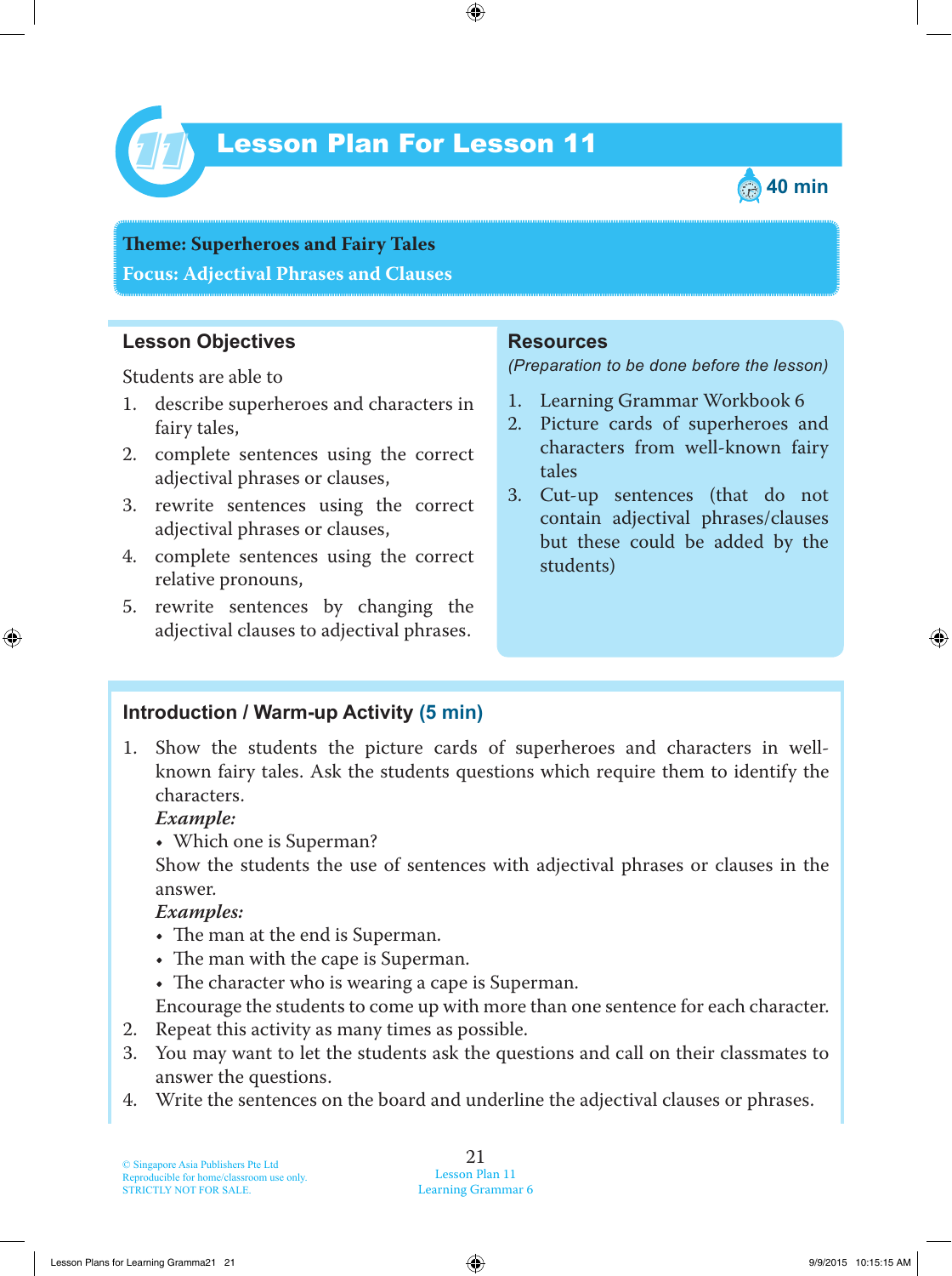# Lesson Plan For Lesson 11

40 min

**Theme: Superheroes and Fairy Tales**
**Focus: Adjectival Phrases and Clauses**

## Lesson Objectives

Students are able to

1. describe superheroes and characters in fairy tales,
2. complete sentences using the correct adjectival phrases or clauses,
3. rewrite sentences using the correct adjectival phrases or clauses,
4. complete sentences using the correct relative pronouns,
5. rewrite sentences by changing the adjectival clauses to adjectival phrases.

## Resources

*(Preparation to be done before the lesson)*

1. Learning Grammar Workbook 6
2. Picture cards of superheroes and characters from well-known fairy tales
3. Cut-up sentences (that do not contain adjectival phrases/clauses but these could be added by the students)

## Introduction / Warm-up Activity (5 min)

1. Show the students the picture cards of superheroes and characters in well-known fairy tales. Ask the students questions which require them to identify the characters.
   ***Example:***
   - Which one is Superman?

   Show the students the use of sentences with adjectival phrases or clauses in the answer.
   ***Examples:***
   - The man at the end is Superman.
   - The man with the cape is Superman.
   - The character who is wearing a cape is Superman.

   Encourage the students to come up with more than one sentence for each character.
2. Repeat this activity as many times as possible.
3. You may want to let the students ask the questions and call on their classmates to answer the questions.
4. Write the sentences on the board and underline the adjectival clauses or phrases.

© Singapore Asia Publishers Pte Ltd
Reproducible for home/classroom use only.
STRICTLY NOT FOR SALE.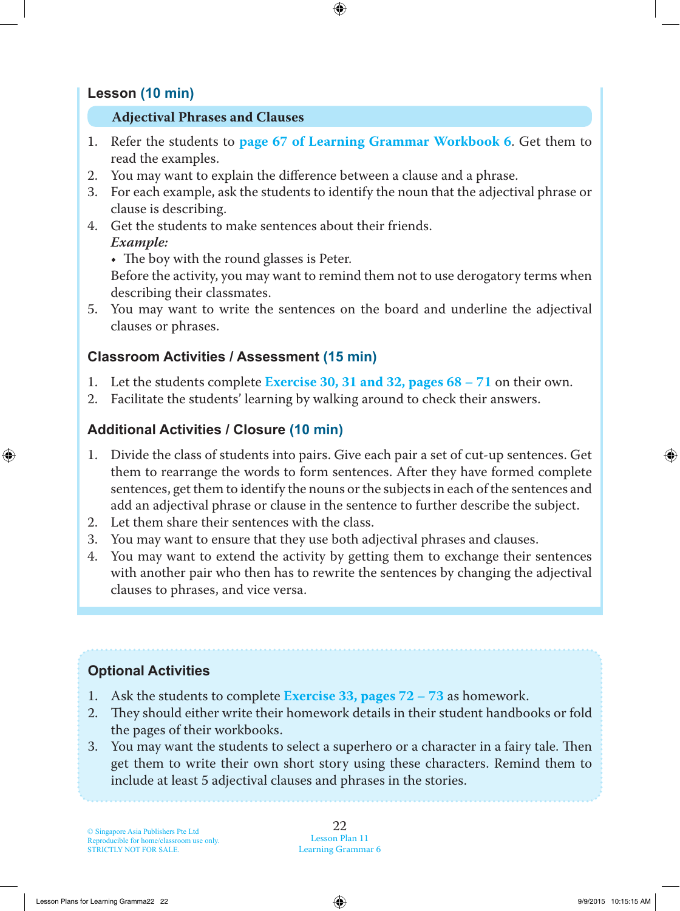## Lesson (10 min)

### Adjectival Phrases and Clauses

1. Refer the students to **page 67 of Learning Grammar Workbook 6**. Get them to read the examples.
2. You may want to explain the difference between a clause and a phrase.
3. For each example, ask the students to identify the noun that the adjectival phrase or clause is describing.
4. Get the students to make sentences about their friends.

   ***Example:***
   - The boy with the round glasses is Peter.

   Before the activity, you may want to remind them not to use derogatory terms when describing their classmates.
5. You may want to write the sentences on the board and underline the adjectival clauses or phrases.

## Classroom Activities / Assessment (15 min)

1. Let the students complete **Exercise 30, 31 and 32, pages 68 – 71** on their own.
2. Facilitate the students' learning by walking around to check their answers.

## Additional Activities / Closure (10 min)

1. Divide the class of students into pairs. Give each pair a set of cut-up sentences. Get them to rearrange the words to form sentences. After they have formed complete sentences, get them to identify the nouns or the subjects in each of the sentences and add an adjectival phrase or clause in the sentence to further describe the subject.
2. Let them share their sentences with the class.
3. You may want to ensure that they use both adjectival phrases and clauses.
4. You may want to extend the activity by getting them to exchange their sentences with another pair who then has to rewrite the sentences by changing the adjectival clauses to phrases, and vice versa.

## Optional Activities

1. Ask the students to complete **Exercise 33, pages 72 – 73** as homework.
2. They should either write their homework details in their student handbooks or fold the pages of their workbooks.
3. You may want the students to select a superhero or a character in a fairy tale. Then get them to write their own short story using these characters. Remind them to include at least 5 adjectival clauses and phrases in the stories.

© Singapore Asia Publishers Pte Ltd
Reproducible for home/classroom use only.
STRICTLY NOT FOR SALE.

Lesson Plan 11
Learning Grammar 6